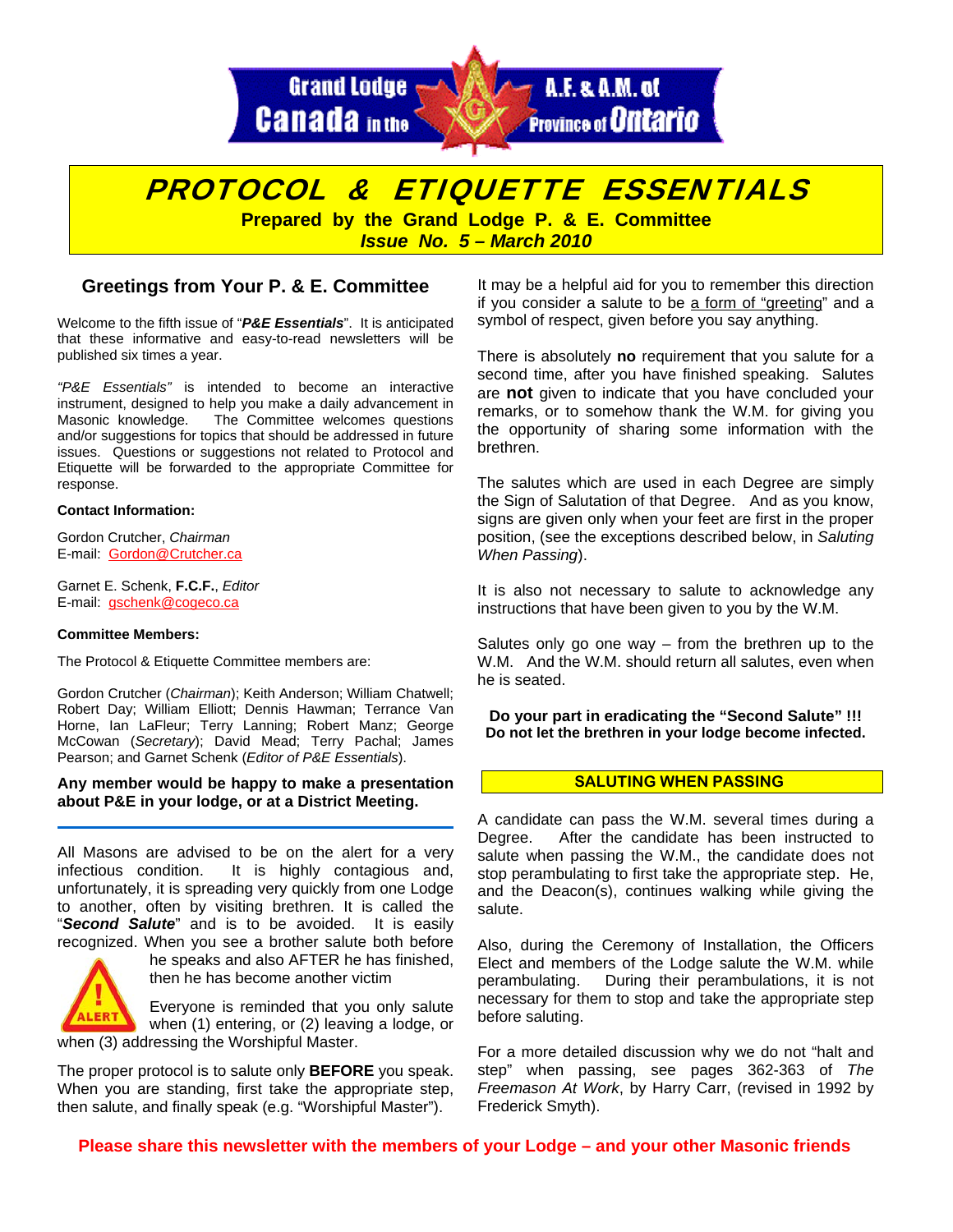Grand Lodge A.F. & A.M. of Canada in the Province of Ontario

# PROTOCOL & ETIQUETTE ESSENTIALS

**Prepared by the Grand Lodge P. & E. Committee**

***Issue No. 5 – March 2010***

## Greetings from Your P. & E. Committee

Welcome to the fifth issue of "***P&E Essentials***". It is anticipated that these informative and easy-to-read newsletters will be published six times a year.

*"P&E Essentials"* is intended to become an interactive instrument, designed to help you make a daily advancement in Masonic knowledge. The Committee welcomes questions and/or suggestions for topics that should be addressed in future issues. Questions or suggestions not related to Protocol and Etiquette will be forwarded to the appropriate Committee for response.

**Contact Information:**

Gordon Crutcher, *Chairman*
E-mail: Gordon@Crutcher.ca

Garnet E. Schenk, **F.C.F.**, *Editor*
E-mail: gschenk@cogeco.ca

**Committee Members:**

The Protocol & Etiquette Committee members are:

Gordon Crutcher (*Chairman*); Keith Anderson; William Chatwell; Robert Day; William Elliott; Dennis Hawman; Terrance Van Horne, Ian LaFleur; Terry Lanning; Robert Manz; George McCowan (*Secretary*); David Mead; Terry Pachal; James Pearson; and Garnet Schenk (*Editor of P&E Essentials*).

**Any member would be happy to make a presentation about P&E in your lodge, or at a District Meeting.**

---

All Masons are advised to be on the alert for a very infectious condition. It is highly contagious and, unfortunately, it is spreading very quickly from one Lodge to another, often by visiting brethren. It is called the "***Second Salute***" and is to be avoided. It is easily recognized. When you see a brother salute both before he speaks and also AFTER he has finished, then he has become another victim

ALERT

Everyone is reminded that you only salute when (1) entering, or (2) leaving a lodge, or when (3) addressing the Worshipful Master.

The proper protocol is to salute only **BEFORE** you speak. When you are standing, first take the appropriate step, then salute, and finally speak (e.g. "Worshipful Master").

It may be a helpful aid for you to remember this direction if you consider a salute to be a form of "greeting" and a symbol of respect, given before you say anything.

There is absolutely **no** requirement that you salute for a second time, after you have finished speaking. Salutes are **not** given to indicate that you have concluded your remarks, or to somehow thank the W.M. for giving you the opportunity of sharing some information with the brethren.

The salutes which are used in each Degree are simply the Sign of Salutation of that Degree. And as you know, signs are given only when your feet are first in the proper position, (see the exceptions described below, in *Saluting When Passing*).

It is also not necessary to salute to acknowledge any instructions that have been given to you by the W.M.

Salutes only go one way – from the brethren up to the W.M. And the W.M. should return all salutes, even when he is seated.

**Do your part in eradicating the "Second Salute" !!!**
**Do not let the brethren in your lodge become infected.**

## SALUTING WHEN PASSING

A candidate can pass the W.M. several times during a Degree. After the candidate has been instructed to salute when passing the W.M., the candidate does not stop perambulating to first take the appropriate step. He, and the Deacon(s), continues walking while giving the salute.

Also, during the Ceremony of Installation, the Officers Elect and members of the Lodge salute the W.M. while perambulating. During their perambulations, it is not necessary for them to stop and take the appropriate step before saluting.

For a more detailed discussion why we do not "halt and step" when passing, see pages 362-363 of *The Freemason At Work*, by Harry Carr, (revised in 1992 by Frederick Smyth).

**Please share this newsletter with the members of your Lodge – and your other Masonic friends**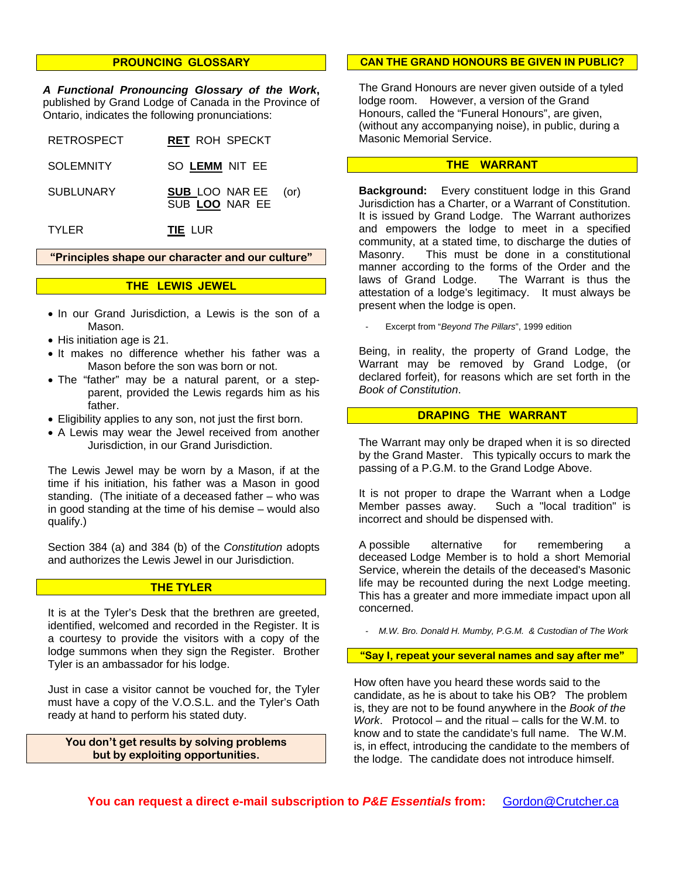## PROUNCING GLOSSARY

***A Functional Pronouncing Glossary of the Work***, published by Grand Lodge of Canada in the Province of Ontario, indicates the following pronunciations:

| | |
|---|---|
| RETROSPECT | **RET** ROH SPECKT |
| SOLEMNITY | SO **LEMM** NIT EE |
| SUBLUNARY | **SUB** LOO NAR EE (or) SUB **LOO** NAR EE |
| TYLER | **TIE** LUR |

**"Principles shape our character and our culture"**

## THE LEWIS JEWEL

- In our Grand Jurisdiction, a Lewis is the son of a Mason.
- His initiation age is 21.
- It makes no difference whether his father was a Mason before the son was born or not.
- The "father" may be a natural parent, or a step-parent, provided the Lewis regards him as his father.
- Eligibility applies to any son, not just the first born.
- A Lewis may wear the Jewel received from another Jurisdiction, in our Grand Jurisdiction.

The Lewis Jewel may be worn by a Mason, if at the time if his initiation, his father was a Mason in good standing. (The initiate of a deceased father – who was in good standing at the time of his demise – would also qualify.)

Section 384 (a) and 384 (b) of the *Constitution* adopts and authorizes the Lewis Jewel in our Jurisdiction.

## THE TYLER

It is at the Tyler's Desk that the brethren are greeted, identified, welcomed and recorded in the Register. It is a courtesy to provide the visitors with a copy of the lodge summons when they sign the Register. Brother Tyler is an ambassador for his lodge.

Just in case a visitor cannot be vouched for, the Tyler must have a copy of the V.O.S.L. and the Tyler's Oath ready at hand to perform his stated duty.

**You don't get results by solving problems but by exploiting opportunities.**

## CAN THE GRAND HONOURS BE GIVEN IN PUBLIC?

The Grand Honours are never given outside of a tyled lodge room. However, a version of the Grand Honours, called the "Funeral Honours", are given, (without any accompanying noise), in public, during a Masonic Memorial Service.

## THE WARRANT

**Background:** Every constituent lodge in this Grand Jurisdiction has a Charter, or a Warrant of Constitution. It is issued by Grand Lodge. The Warrant authorizes and empowers the lodge to meet in a specified community, at a stated time, to discharge the duties of Masonry. This must be done in a constitutional manner according to the forms of the Order and the laws of Grand Lodge. The Warrant is thus the attestation of a lodge's legitimacy. It must always be present when the lodge is open.

- Excerpt from "*Beyond The Pillars*", 1999 edition

Being, in reality, the property of Grand Lodge, the Warrant may be removed by Grand Lodge, (or declared forfeit), for reasons which are set forth in the *Book of Constitution*.

## DRAPING THE WARRANT

The Warrant may only be draped when it is so directed by the Grand Master. This typically occurs to mark the passing of a P.G.M. to the Grand Lodge Above.

It is not proper to drape the Warrant when a Lodge Member passes away. Such a "local tradition" is incorrect and should be dispensed with.

A possible alternative for remembering a deceased Lodge Member is to hold a short Memorial Service, wherein the details of the deceased's Masonic life may be recounted during the next Lodge meeting. This has a greater and more immediate impact upon all concerned.

- *M.W. Bro. Donald H. Mumby, P.G.M. & Custodian of The Work*

## "Say I, repeat your several names and say after me"

How often have you heard these words said to the candidate, as he is about to take his OB? The problem is, they are not to be found anywhere in the *Book of the Work*. Protocol – and the ritual – calls for the W.M. to know and to state the candidate's full name. The W.M. is, in effect, introducing the candidate to the members of the lodge. The candidate does not introduce himself.

**You can request a direct e-mail subscription to *P&E Essentials* from:** Gordon@Crutcher.ca